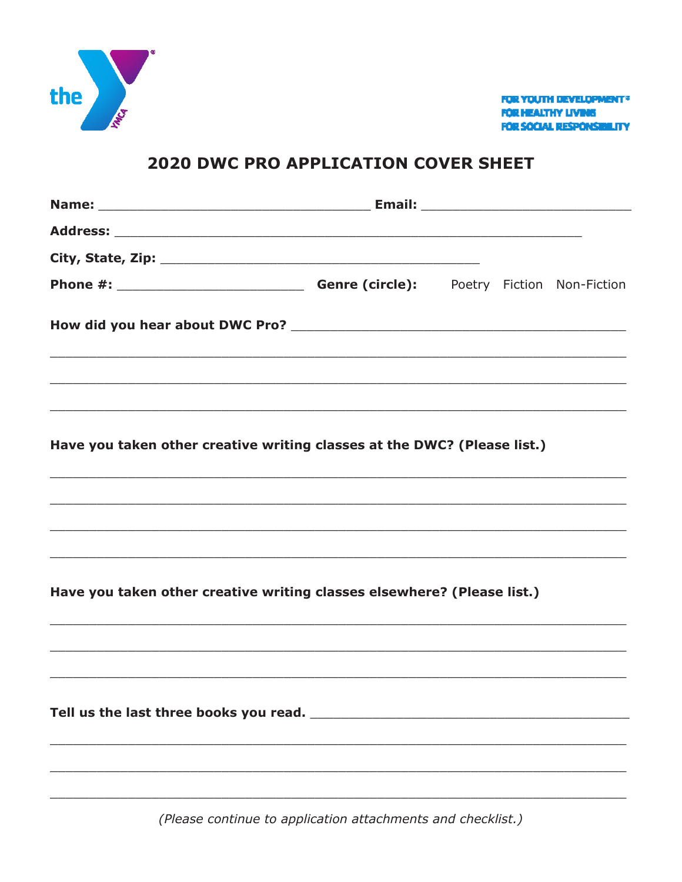the YMCA

FOR YOUTH DEVELOPMENT®
FOR HEALTHY LIVING
FOR SOCIAL RESPONSIBILITY

# 2020 DWC PRO APPLICATION COVER SHEET

**Name:** ______________________________ **Email:** ________________________

**Address:** ________________________________________________________

**City, State, Zip:** ______________________________________

**Phone #:** ______________________ **Genre (circle):** Poetry Fiction Non-Fiction

**How did you hear about DWC Pro?** ________________________________________

____________________________________________________________________

____________________________________________________________________

____________________________________________________________________

**Have you taken other creative writing classes at the DWC? (Please list.)**

____________________________________________________________________

____________________________________________________________________

____________________________________________________________________

____________________________________________________________________

**Have you taken other creative writing classes elsewhere? (Please list.)**

____________________________________________________________________

____________________________________________________________________

____________________________________________________________________

**Tell us the last three books you read.** ______________________________________

____________________________________________________________________

____________________________________________________________________

____________________________________________________________________

*(Please continue to application attachments and checklist.)*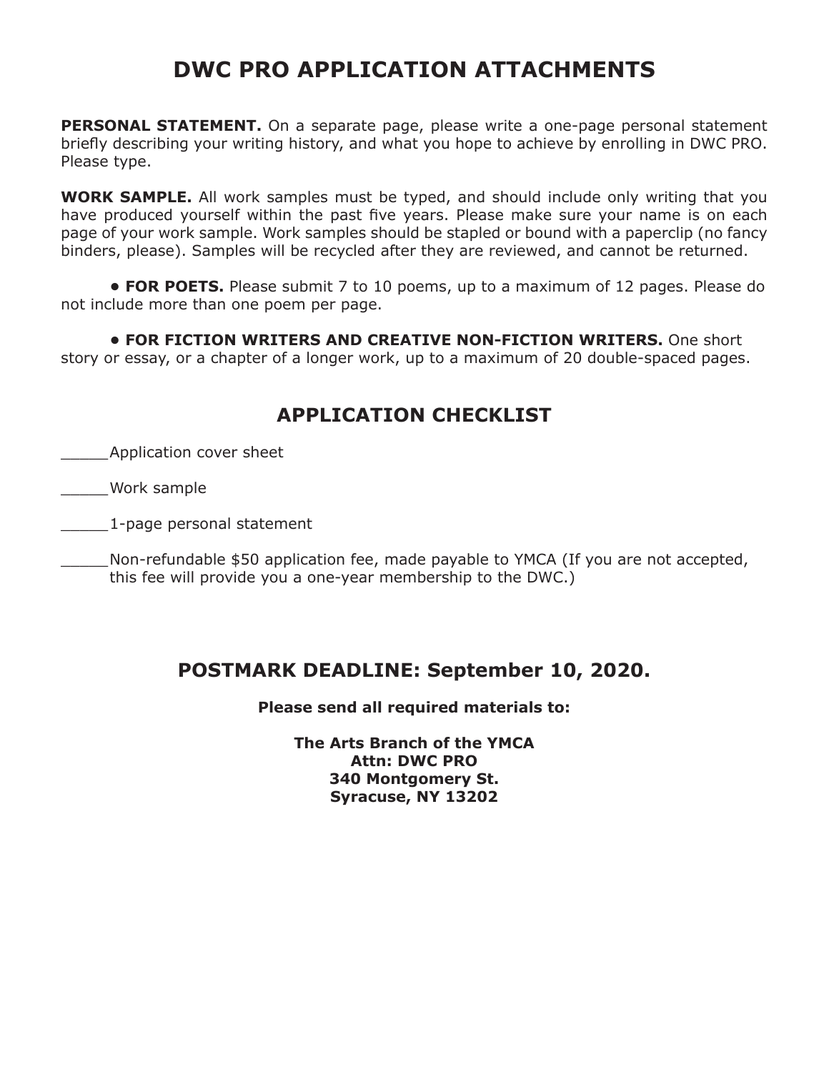# DWC PRO APPLICATION ATTACHMENTS

**PERSONAL STATEMENT.** On a separate page, please write a one-page personal statement briefly describing your writing history, and what you hope to achieve by enrolling in DWC PRO. Please type.

**WORK SAMPLE.** All work samples must be typed, and should include only writing that you have produced yourself within the past five years. Please make sure your name is on each page of your work sample. Work samples should be stapled or bound with a paperclip (no fancy binders, please). Samples will be recycled after they are reviewed, and cannot be returned.

- **FOR POETS.** Please submit 7 to 10 poems, up to a maximum of 12 pages. Please do not include more than one poem per page.

- **FOR FICTION WRITERS AND CREATIVE NON-FICTION WRITERS.** One short story or essay, or a chapter of a longer work, up to a maximum of 20 double-spaced pages.

## APPLICATION CHECKLIST

_____Application cover sheet

_____Work sample

_____1-page personal statement

_____Non-refundable $50 application fee, made payable to YMCA (If you are not accepted, this fee will provide you a one-year membership to the DWC.)

## POSTMARK DEADLINE: September 10, 2020.

**Please send all required materials to:**

**The Arts Branch of the YMCA**
**Attn: DWC PRO**
**340 Montgomery St.**
**Syracuse, NY 13202**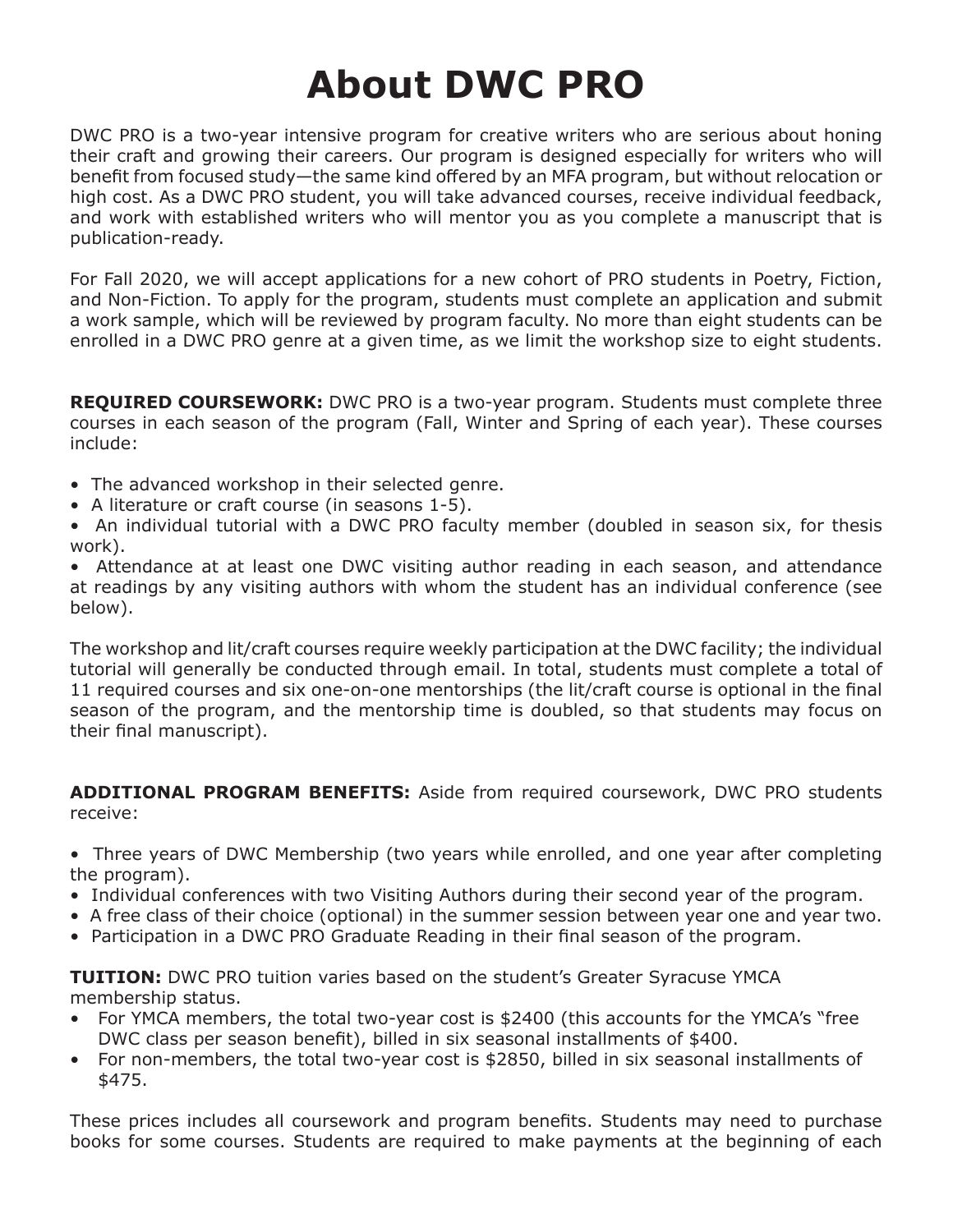# About DWC PRO

DWC PRO is a two-year intensive program for creative writers who are serious about honing their craft and growing their careers. Our program is designed especially for writers who will benefit from focused study—the same kind offered by an MFA program, but without relocation or high cost. As a DWC PRO student, you will take advanced courses, receive individual feedback, and work with established writers who will mentor you as you complete a manuscript that is publication-ready.

For Fall 2020, we will accept applications for a new cohort of PRO students in Poetry, Fiction, and Non-Fiction. To apply for the program, students must complete an application and submit a work sample, which will be reviewed by program faculty. No more than eight students can be enrolled in a DWC PRO genre at a given time, as we limit the workshop size to eight students.

**REQUIRED COURSEWORK:** DWC PRO is a two-year program. Students must complete three courses in each season of the program (Fall, Winter and Spring of each year). These courses include:

- The advanced workshop in their selected genre.
- A literature or craft course (in seasons 1-5).
- An individual tutorial with a DWC PRO faculty member (doubled in season six, for thesis work).
- Attendance at at least one DWC visiting author reading in each season, and attendance at readings by any visiting authors with whom the student has an individual conference (see below).

The workshop and lit/craft courses require weekly participation at the DWC facility; the individual tutorial will generally be conducted through email. In total, students must complete a total of 11 required courses and six one-on-one mentorships (the lit/craft course is optional in the final season of the program, and the mentorship time is doubled, so that students may focus on their final manuscript).

**ADDITIONAL PROGRAM BENEFITS:** Aside from required coursework, DWC PRO students receive:

- Three years of DWC Membership (two years while enrolled, and one year after completing the program).
- Individual conferences with two Visiting Authors during their second year of the program.
- A free class of their choice (optional) in the summer session between year one and year two.
- Participation in a DWC PRO Graduate Reading in their final season of the program.

**TUITION:** DWC PRO tuition varies based on the student's Greater Syracuse YMCA membership status.

- For YMCA members, the total two-year cost is $2400 (this accounts for the YMCA's "free DWC class per season benefit), billed in six seasonal installments of $400.
- For non-members, the total two-year cost is $2850, billed in six seasonal installments of $475.

These prices includes all coursework and program benefits. Students may need to purchase books for some courses. Students are required to make payments at the beginning of each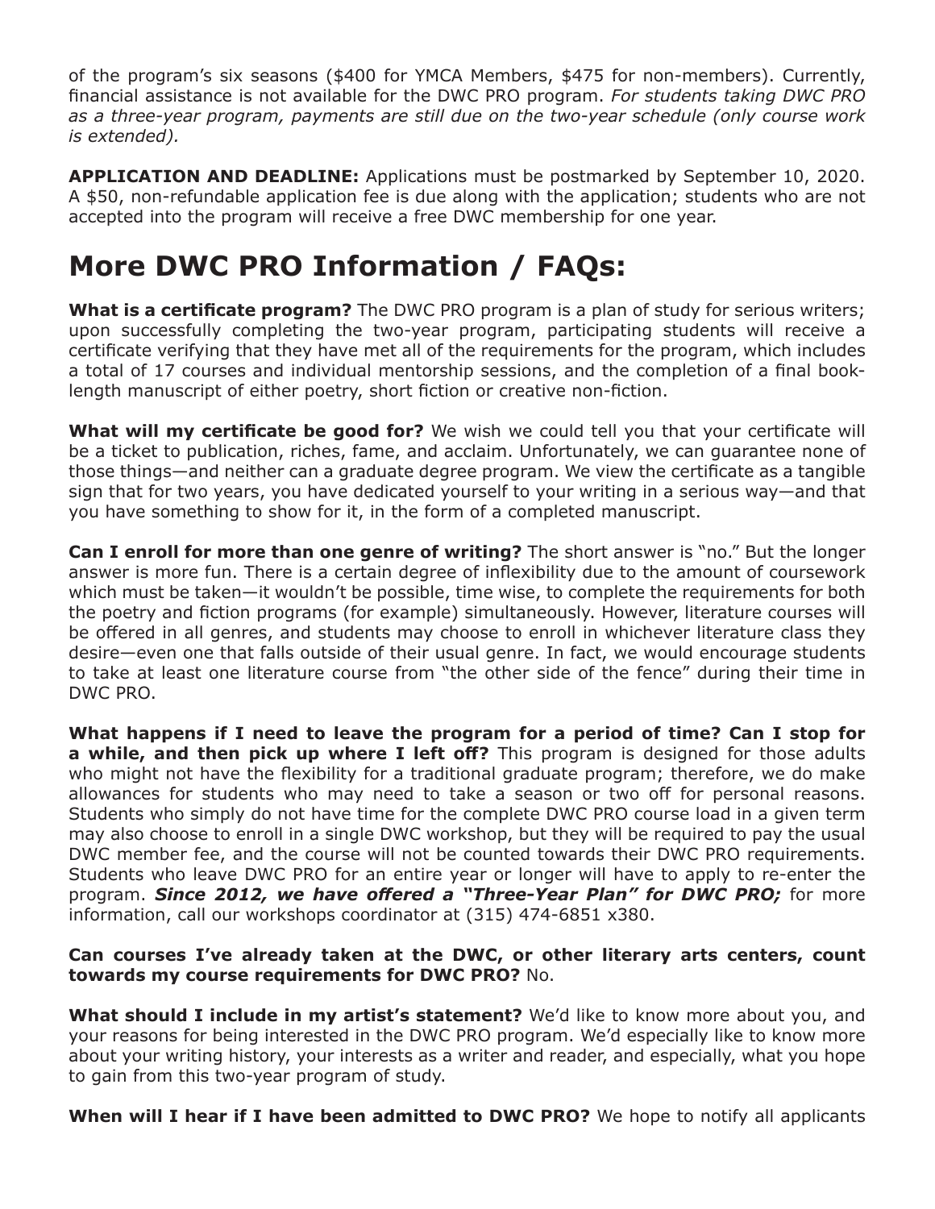of the program's six seasons ($400 for YMCA Members, $475 for non-members). Currently, financial assistance is not available for the DWC PRO program. *For students taking DWC PRO as a three-year program, payments are still due on the two-year schedule (only course work is extended).*

**APPLICATION AND DEADLINE:** Applications must be postmarked by September 10, 2020. A $50, non-refundable application fee is due along with the application; students who are not accepted into the program will receive a free DWC membership for one year.

# More DWC PRO Information / FAQs:

**What is a certificate program?** The DWC PRO program is a plan of study for serious writers; upon successfully completing the two-year program, participating students will receive a certificate verifying that they have met all of the requirements for the program, which includes a total of 17 courses and individual mentorship sessions, and the completion of a final book-length manuscript of either poetry, short fiction or creative non-fiction.

**What will my certificate be good for?** We wish we could tell you that your certificate will be a ticket to publication, riches, fame, and acclaim. Unfortunately, we can guarantee none of those things—and neither can a graduate degree program. We view the certificate as a tangible sign that for two years, you have dedicated yourself to your writing in a serious way—and that you have something to show for it, in the form of a completed manuscript.

**Can I enroll for more than one genre of writing?** The short answer is "no." But the longer answer is more fun. There is a certain degree of inflexibility due to the amount of coursework which must be taken—it wouldn't be possible, time wise, to complete the requirements for both the poetry and fiction programs (for example) simultaneously. However, literature courses will be offered in all genres, and students may choose to enroll in whichever literature class they desire—even one that falls outside of their usual genre. In fact, we would encourage students to take at least one literature course from "the other side of the fence" during their time in DWC PRO.

**What happens if I need to leave the program for a period of time? Can I stop for a while, and then pick up where I left off?** This program is designed for those adults who might not have the flexibility for a traditional graduate program; therefore, we do make allowances for students who may need to take a season or two off for personal reasons. Students who simply do not have time for the complete DWC PRO course load in a given term may also choose to enroll in a single DWC workshop, but they will be required to pay the usual DWC member fee, and the course will not be counted towards their DWC PRO requirements. Students who leave DWC PRO for an entire year or longer will have to apply to re-enter the program. ***Since 2012, we have offered a "Three-Year Plan" for DWC PRO;*** for more information, call our workshops coordinator at (315) 474-6851 x380.

**Can courses I've already taken at the DWC, or other literary arts centers, count towards my course requirements for DWC PRO?** No.

**What should I include in my artist's statement?** We'd like to know more about you, and your reasons for being interested in the DWC PRO program. We'd especially like to know more about your writing history, your interests as a writer and reader, and especially, what you hope to gain from this two-year program of study.

**When will I hear if I have been admitted to DWC PRO?** We hope to notify all applicants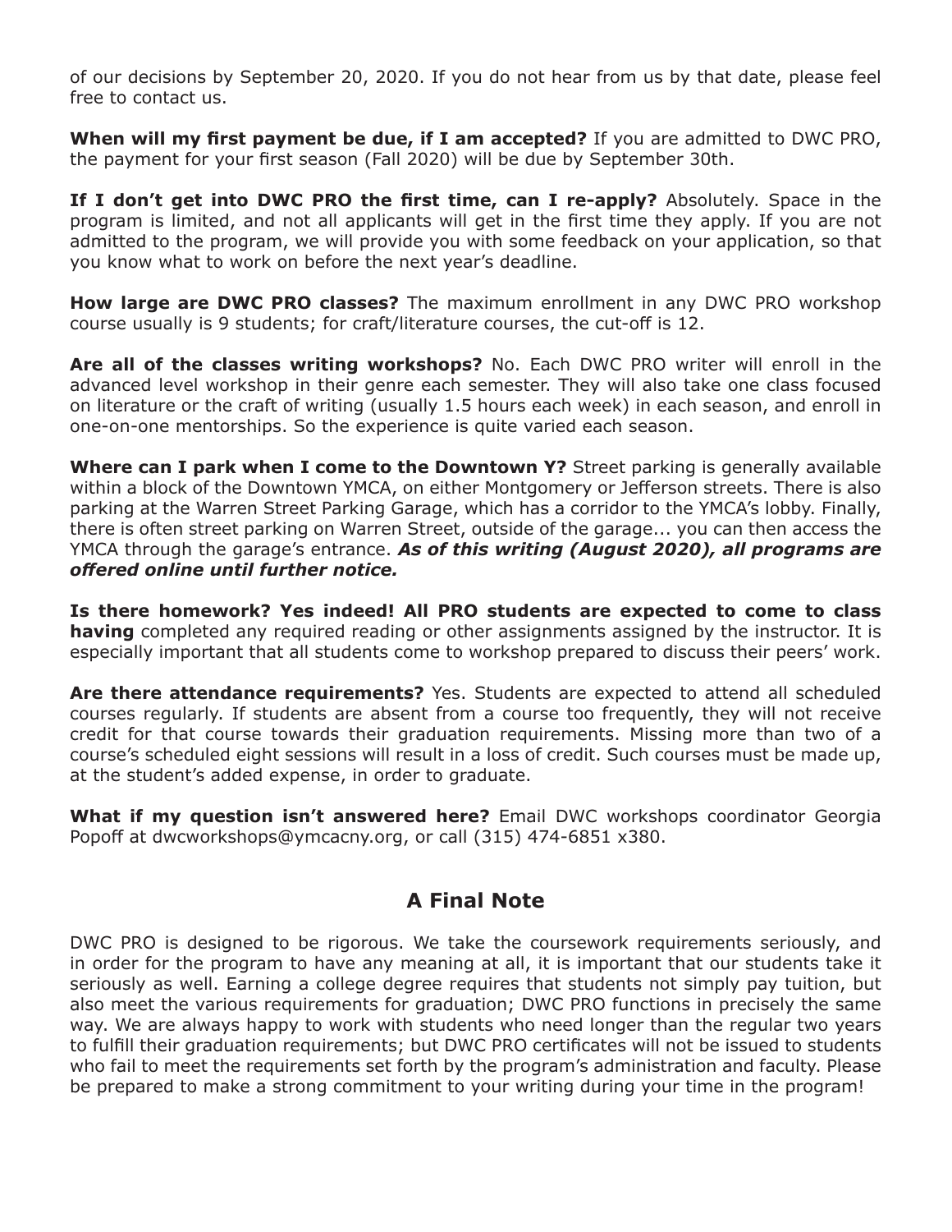of our decisions by September 20, 2020. If you do not hear from us by that date, please feel free to contact us.

**When will my first payment be due, if I am accepted?** If you are admitted to DWC PRO, the payment for your first season (Fall 2020) will be due by September 30th.

**If I don't get into DWC PRO the first time, can I re-apply?** Absolutely. Space in the program is limited, and not all applicants will get in the first time they apply. If you are not admitted to the program, we will provide you with some feedback on your application, so that you know what to work on before the next year's deadline.

**How large are DWC PRO classes?** The maximum enrollment in any DWC PRO workshop course usually is 9 students; for craft/literature courses, the cut-off is 12.

**Are all of the classes writing workshops?** No. Each DWC PRO writer will enroll in the advanced level workshop in their genre each semester. They will also take one class focused on literature or the craft of writing (usually 1.5 hours each week) in each season, and enroll in one-on-one mentorships. So the experience is quite varied each season.

**Where can I park when I come to the Downtown Y?** Street parking is generally available within a block of the Downtown YMCA, on either Montgomery or Jefferson streets. There is also parking at the Warren Street Parking Garage, which has a corridor to the YMCA's lobby. Finally, there is often street parking on Warren Street, outside of the garage... you can then access the YMCA through the garage's entrance. ***As of this writing (August 2020), all programs are offered online until further notice.***

**Is there homework? Yes indeed! All PRO students are expected to come to class having** completed any required reading or other assignments assigned by the instructor. It is especially important that all students come to workshop prepared to discuss their peers' work.

**Are there attendance requirements?** Yes. Students are expected to attend all scheduled courses regularly. If students are absent from a course too frequently, they will not receive credit for that course towards their graduation requirements. Missing more than two of a course's scheduled eight sessions will result in a loss of credit. Such courses must be made up, at the student's added expense, in order to graduate.

**What if my question isn't answered here?** Email DWC workshops coordinator Georgia Popoff at dwcworkshops@ymcacny.org, or call (315) 474-6851 x380.

## A Final Note

DWC PRO is designed to be rigorous. We take the coursework requirements seriously, and in order for the program to have any meaning at all, it is important that our students take it seriously as well. Earning a college degree requires that students not simply pay tuition, but also meet the various requirements for graduation; DWC PRO functions in precisely the same way. We are always happy to work with students who need longer than the regular two years to fulfill their graduation requirements; but DWC PRO certificates will not be issued to students who fail to meet the requirements set forth by the program's administration and faculty. Please be prepared to make a strong commitment to your writing during your time in the program!